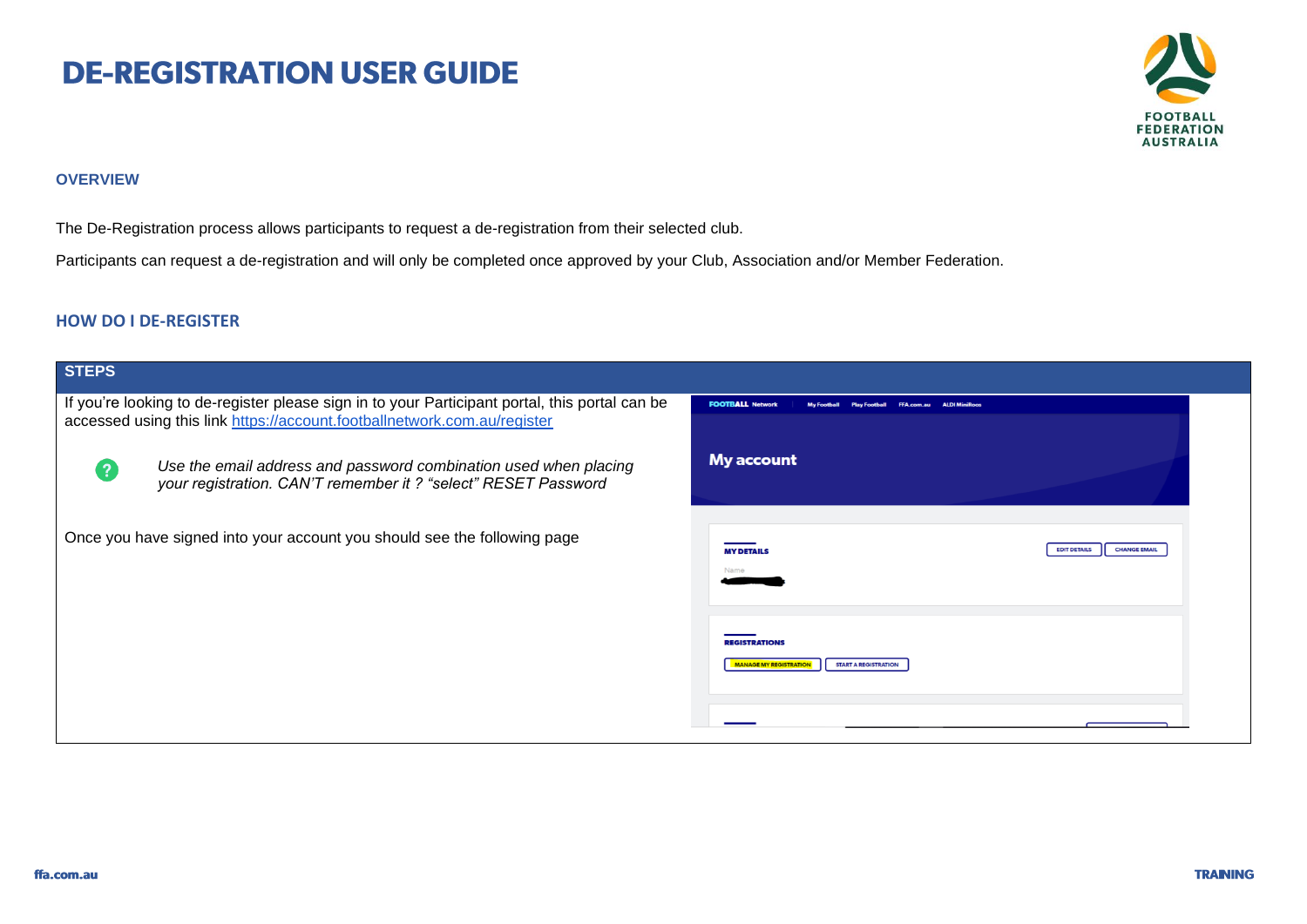# DE-REGISTRATION USER GUIDE

## OVERVIEW

The De-Registration process allows participants to request a de-registration from their selected club.

Participants can request a de-registration and will only be completed once approved by your Club, Association and/or Member Federation.

## HOW DO I DE-REGISTER

### STEPS

If you're looking to de-register please sign in to your Participant portal, this portal can be accessed using this link https://account.footballnetwork.com.au/register

*Use the email address and password combination used when placing your registration. CAN'T remember it ? "select" RESET Password*

Once you have signed into your account you should see the following page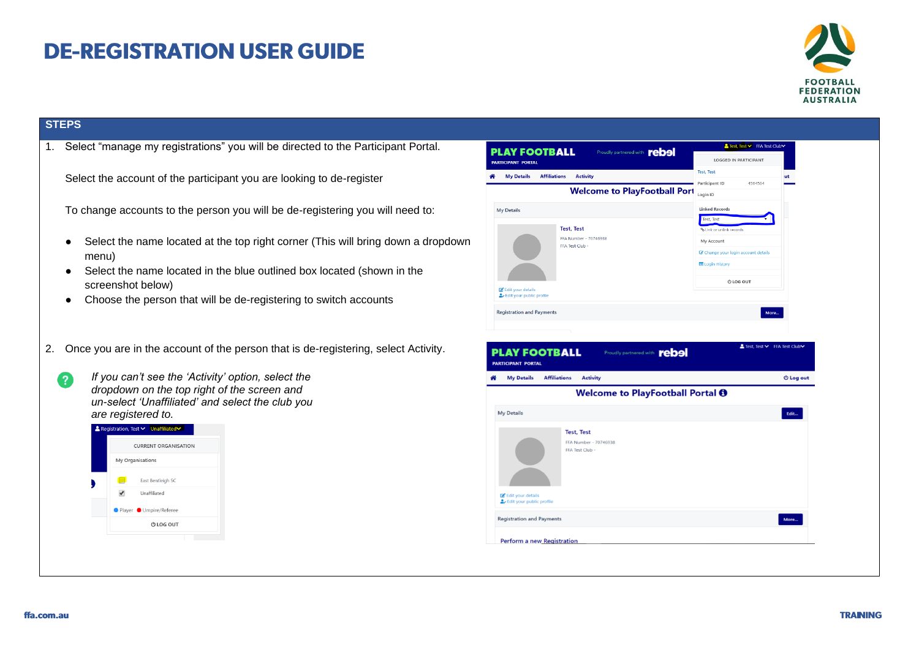# DE-REGISTRATION USER GUIDE

## STEPS

1. Select “manage my registrations” you will be directed to the Participant Portal.

   Select the account of the participant you are looking to de-register

   To change accounts to the person you will be de-registering you will need to:

   - Select the name located at the top right corner (This will bring down a dropdown menu)
   - Select the name located in the blue outlined box located (shown in the screenshot below)
   - Choose the person that will be de-registering to switch accounts

2. Once you are in the account of the person that is de-registering, select Activity.

   *If you can’t see the ‘Activity’ option, select the dropdown on the top right of the screen and un-select ‘Unaffiliated’ and select the club you are registered to.*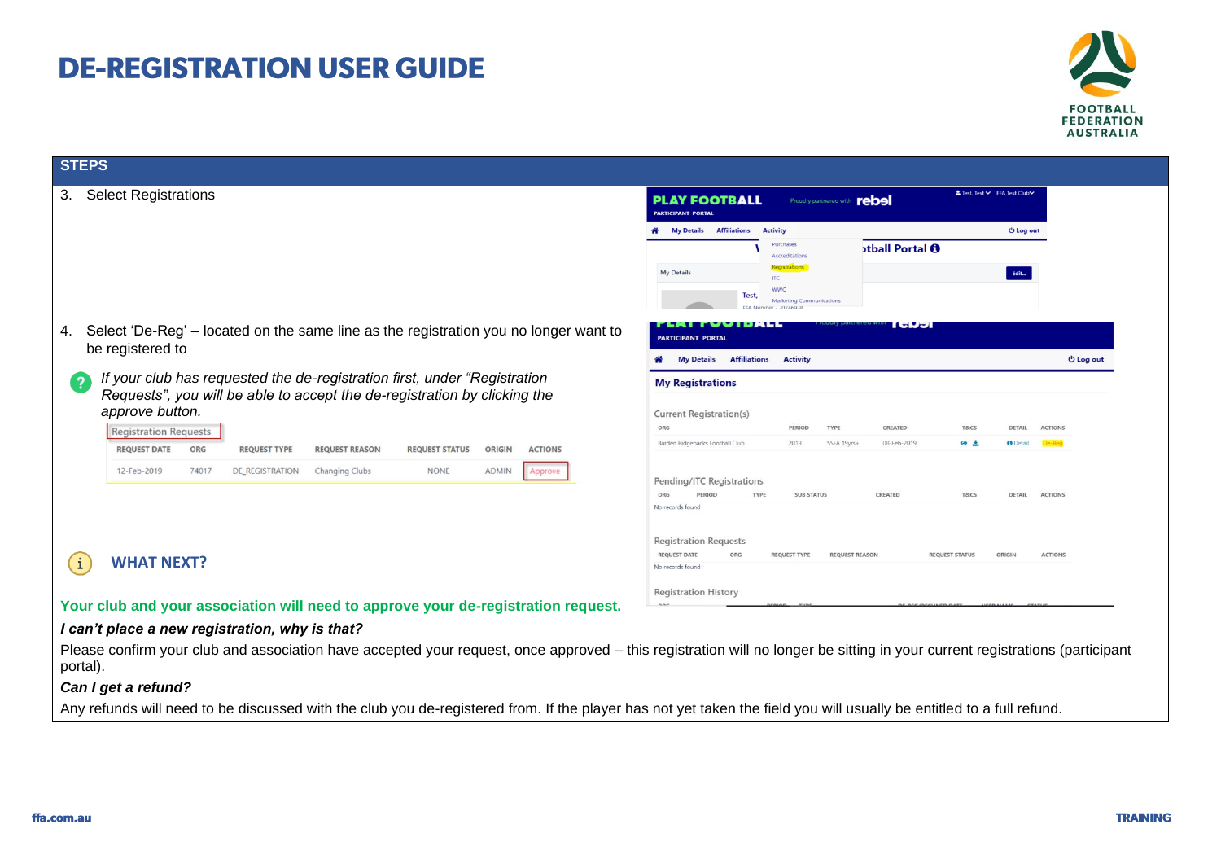# DE-REGISTRATION USER GUIDE

## STEPS

3. Select Registrations

4. Select 'De-Reg' – located on the same line as the registration you no longer want to be registered to

*If your club has requested the de-registration first, under "Registration Requests", you will be able to accept the de-registration by clicking the approve button.*

Registration Requests

| REQUEST DATE | ORG | REQUEST TYPE | REQUEST REASON | REQUEST STATUS | ORIGIN | ACTIONS |
|---|---|---|---|---|---|---|
| 12-Feb-2019 | 74017 | DE_REGISTRATION | Changing Clubs | NONE | ADMIN | Approve |

### WHAT NEXT?

**Your club and your association will need to approve your de-registration request.**

***I can't place a new registration, why is that?***

Please confirm your club and association have accepted your request, once approved – this registration will no longer be sitting in your current registrations (participant portal).

***Can I get a refund?***

Any refunds will need to be discussed with the club you de-registered from. If the player has not yet taken the field you will usually be entitled to a full refund.